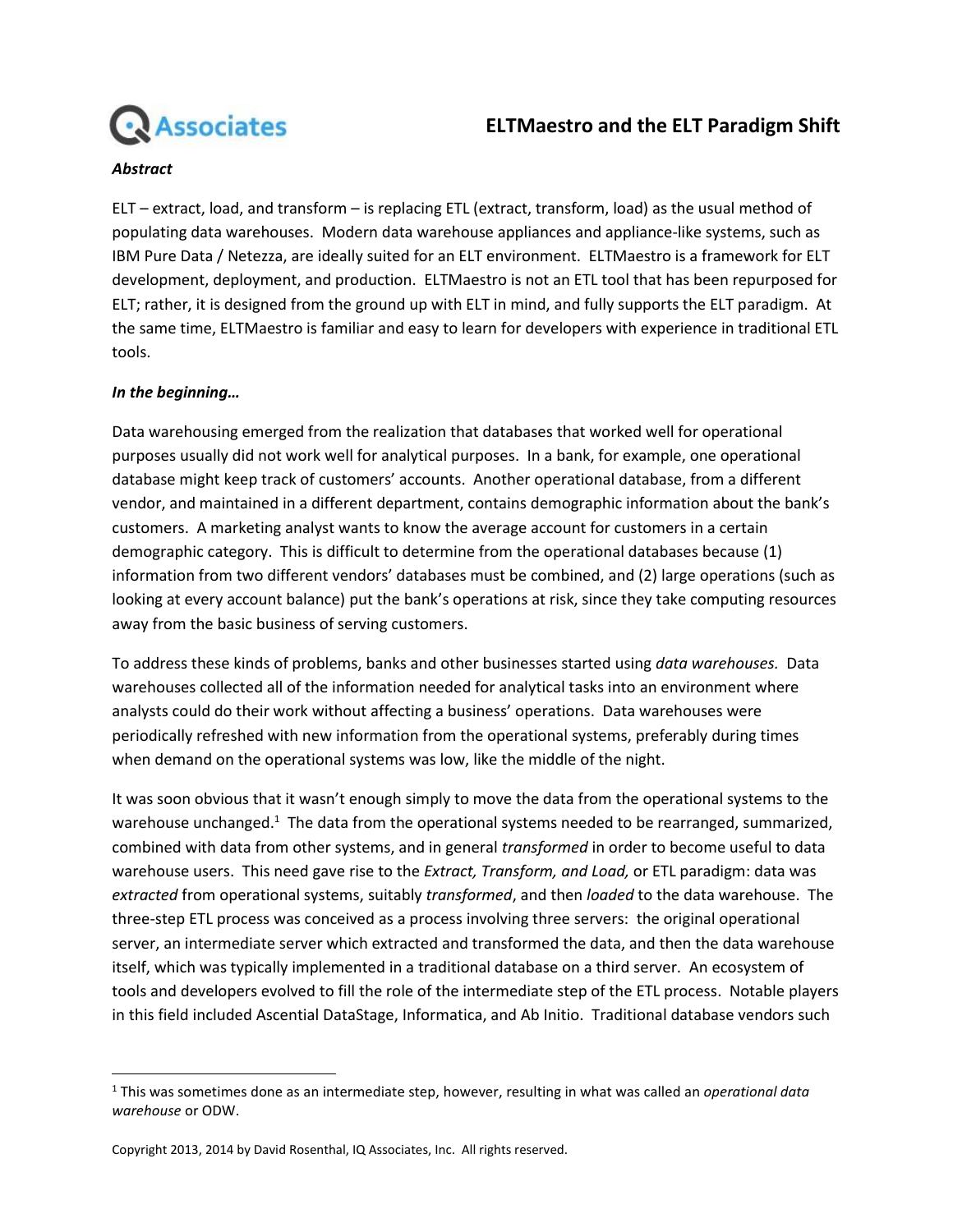# ELTMaestro and the ELT Paradigm Shift

***Abstract***

ELT – extract, load, and transform – is replacing ETL (extract, transform, load) as the usual method of populating data warehouses. Modern data warehouse appliances and appliance-like systems, such as IBM Pure Data / Netezza, are ideally suited for an ELT environment. ELTMaestro is a framework for ELT development, deployment, and production. ELTMaestro is not an ETL tool that has been repurposed for ELT; rather, it is designed from the ground up with ELT in mind, and fully supports the ELT paradigm. At the same time, ELTMaestro is familiar and easy to learn for developers with experience in traditional ETL tools.

***In the beginning…***

Data warehousing emerged from the realization that databases that worked well for operational purposes usually did not work well for analytical purposes. In a bank, for example, one operational database might keep track of customers' accounts. Another operational database, from a different vendor, and maintained in a different department, contains demographic information about the bank's customers. A marketing analyst wants to know the average account for customers in a certain demographic category. This is difficult to determine from the operational databases because (1) information from two different vendors' databases must be combined, and (2) large operations (such as looking at every account balance) put the bank's operations at risk, since they take computing resources away from the basic business of serving customers.

To address these kinds of problems, banks and other businesses started using *data warehouses.* Data warehouses collected all of the information needed for analytical tasks into an environment where analysts could do their work without affecting a business' operations. Data warehouses were periodically refreshed with new information from the operational systems, preferably during times when demand on the operational systems was low, like the middle of the night.

It was soon obvious that it wasn't enough simply to move the data from the operational systems to the warehouse unchanged.[1] The data from the operational systems needed to be rearranged, summarized, combined with data from other systems, and in general *transformed* in order to become useful to data warehouse users. This need gave rise to the *Extract, Transform, and Load,* or ETL paradigm: data was *extracted* from operational systems, suitably *transformed*, and then *loaded* to the data warehouse. The three-step ETL process was conceived as a process involving three servers: the original operational server, an intermediate server which extracted and transformed the data, and then the data warehouse itself, which was typically implemented in a traditional database on a third server. An ecosystem of tools and developers evolved to fill the role of the intermediate step of the ETL process. Notable players in this field included Ascential DataStage, Informatica, and Ab Initio. Traditional database vendors such

[1] This was sometimes done as an intermediate step, however, resulting in what was called an *operational data warehouse* or ODW.

Copyright 2013, 2014 by David Rosenthal, IQ Associates, Inc. All rights reserved.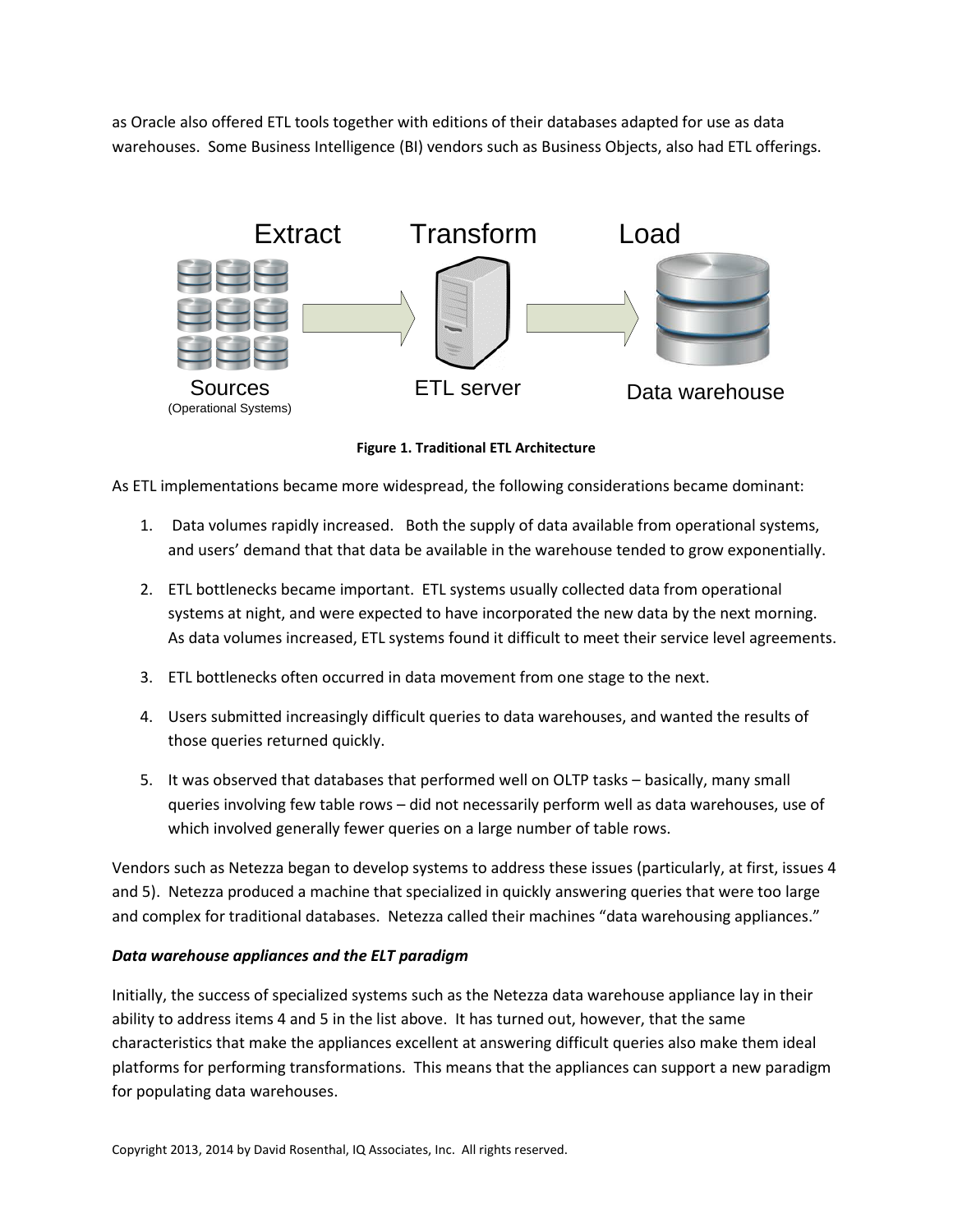as Oracle also offered ETL tools together with editions of their databases adapted for use as data warehouses. Some Business Intelligence (BI) vendors such as Business Objects, also had ETL offerings.

**Figure 1. Traditional ETL Architecture**

As ETL implementations became more widespread, the following considerations became dominant:

1. Data volumes rapidly increased. Both the supply of data available from operational systems, and users' demand that that data be available in the warehouse tended to grow exponentially.

2. ETL bottlenecks became important. ETL systems usually collected data from operational systems at night, and were expected to have incorporated the new data by the next morning. As data volumes increased, ETL systems found it difficult to meet their service level agreements.

3. ETL bottlenecks often occurred in data movement from one stage to the next.

4. Users submitted increasingly difficult queries to data warehouses, and wanted the results of those queries returned quickly.

5. It was observed that databases that performed well on OLTP tasks – basically, many small queries involving few table rows – did not necessarily perform well as data warehouses, use of which involved generally fewer queries on a large number of table rows.

Vendors such as Netezza began to develop systems to address these issues (particularly, at first, issues 4 and 5). Netezza produced a machine that specialized in quickly answering queries that were too large and complex for traditional databases. Netezza called their machines "data warehousing appliances."

***Data warehouse appliances and the ELT paradigm***

Initially, the success of specialized systems such as the Netezza data warehouse appliance lay in their ability to address items 4 and 5 in the list above. It has turned out, however, that the same characteristics that make the appliances excellent at answering difficult queries also make them ideal platforms for performing transformations. This means that the appliances can support a new paradigm for populating data warehouses.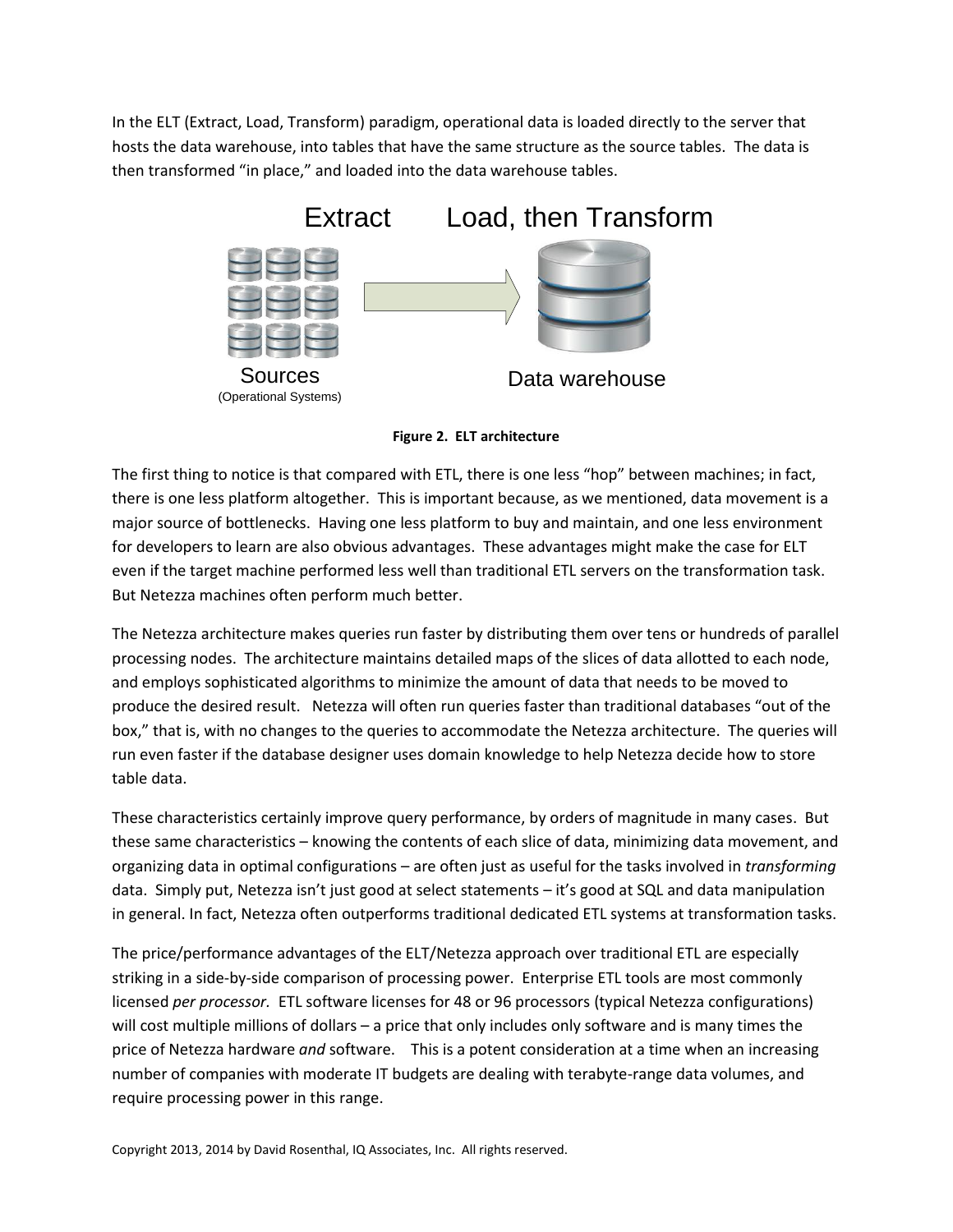In the ELT (Extract, Load, Transform) paradigm, operational data is loaded directly to the server that hosts the data warehouse, into tables that have the same structure as the source tables. The data is then transformed "in place," and loaded into the data warehouse tables.

Extract Load, then Transform

Sources
(Operational Systems)

Data warehouse

**Figure 2. ELT architecture**

The first thing to notice is that compared with ETL, there is one less "hop" between machines; in fact, there is one less platform altogether. This is important because, as we mentioned, data movement is a major source of bottlenecks. Having one less platform to buy and maintain, and one less environment for developers to learn are also obvious advantages. These advantages might make the case for ELT even if the target machine performed less well than traditional ETL servers on the transformation task. But Netezza machines often perform much better.

The Netezza architecture makes queries run faster by distributing them over tens or hundreds of parallel processing nodes. The architecture maintains detailed maps of the slices of data allotted to each node, and employs sophisticated algorithms to minimize the amount of data that needs to be moved to produce the desired result. Netezza will often run queries faster than traditional databases "out of the box," that is, with no changes to the queries to accommodate the Netezza architecture. The queries will run even faster if the database designer uses domain knowledge to help Netezza decide how to store table data.

These characteristics certainly improve query performance, by orders of magnitude in many cases. But these same characteristics – knowing the contents of each slice of data, minimizing data movement, and organizing data in optimal configurations – are often just as useful for the tasks involved in *transforming* data. Simply put, Netezza isn't just good at select statements – it's good at SQL and data manipulation in general. In fact, Netezza often outperforms traditional dedicated ETL systems at transformation tasks.

The price/performance advantages of the ELT/Netezza approach over traditional ETL are especially striking in a side-by-side comparison of processing power. Enterprise ETL tools are most commonly licensed *per processor.* ETL software licenses for 48 or 96 processors (typical Netezza configurations) will cost multiple millions of dollars – a price that only includes only software and is many times the price of Netezza hardware *and* software. This is a potent consideration at a time when an increasing number of companies with moderate IT budgets are dealing with terabyte-range data volumes, and require processing power in this range.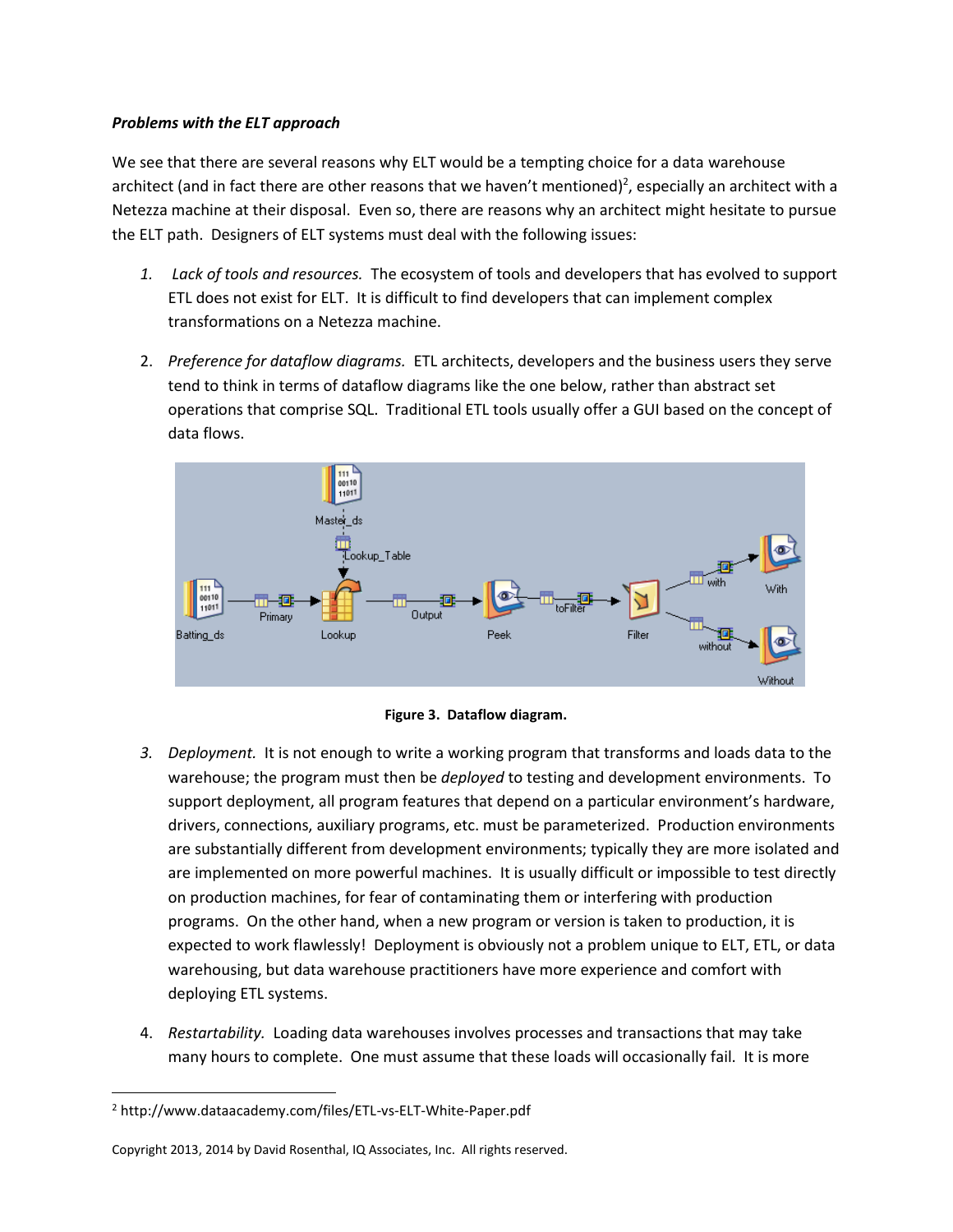***Problems with the ELT approach***

We see that there are several reasons why ELT would be a tempting choice for a data warehouse architect (and in fact there are other reasons that we haven't mentioned)[2], especially an architect with a Netezza machine at their disposal. Even so, there are reasons why an architect might hesitate to pursue the ELT path. Designers of ELT systems must deal with the following issues:

1. *Lack of tools and resources.* The ecosystem of tools and developers that has evolved to support ETL does not exist for ELT. It is difficult to find developers that can implement complex transformations on a Netezza machine.

2. *Preference for dataflow diagrams.* ETL architects, developers and the business users they serve tend to think in terms of dataflow diagrams like the one below, rather than abstract set operations that comprise SQL. Traditional ETL tools usually offer a GUI based on the concept of data flows.

**Figure 3. Dataflow diagram.**

3. *Deployment.* It is not enough to write a working program that transforms and loads data to the warehouse; the program must then be *deployed* to testing and development environments. To support deployment, all program features that depend on a particular environment's hardware, drivers, connections, auxiliary programs, etc. must be parameterized. Production environments are substantially different from development environments; typically they are more isolated and are implemented on more powerful machines. It is usually difficult or impossible to test directly on production machines, for fear of contaminating them or interfering with production programs. On the other hand, when a new program or version is taken to production, it is expected to work flawlessly! Deployment is obviously not a problem unique to ELT, ETL, or data warehousing, but data warehouse practitioners have more experience and comfort with deploying ETL systems.

4. *Restartability.* Loading data warehouses involves processes and transactions that may take many hours to complete. One must assume that these loads will occasionally fail. It is more

[2] http://www.dataacademy.com/files/ETL-vs-ELT-White-Paper.pdf

Copyright 2013, 2014 by David Rosenthal, IQ Associates, Inc. All rights reserved.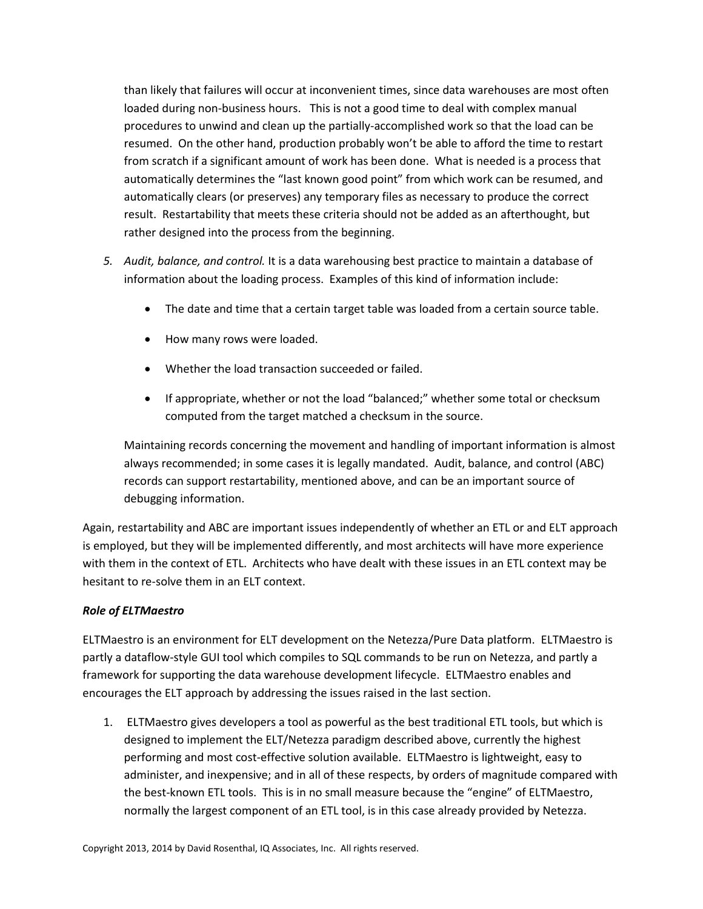than likely that failures will occur at inconvenient times, since data warehouses are most often loaded during non-business hours. This is not a good time to deal with complex manual procedures to unwind and clean up the partially-accomplished work so that the load can be resumed. On the other hand, production probably won't be able to afford the time to restart from scratch if a significant amount of work has been done. What is needed is a process that automatically determines the "last known good point" from which work can be resumed, and automatically clears (or preserves) any temporary files as necessary to produce the correct result. Restartability that meets these criteria should not be added as an afterthought, but rather designed into the process from the beginning.

5. *Audit, balance, and control.* It is a data warehousing best practice to maintain a database of information about the loading process. Examples of this kind of information include:

    - The date and time that a certain target table was loaded from a certain source table.
    - How many rows were loaded.
    - Whether the load transaction succeeded or failed.
    - If appropriate, whether or not the load "balanced;" whether some total or checksum computed from the target matched a checksum in the source.

    Maintaining records concerning the movement and handling of important information is almost always recommended; in some cases it is legally mandated. Audit, balance, and control (ABC) records can support restartability, mentioned above, and can be an important source of debugging information.

Again, restartability and ABC are important issues independently of whether an ETL or and ELT approach is employed, but they will be implemented differently, and most architects will have more experience with them in the context of ETL. Architects who have dealt with these issues in an ETL context may be hesitant to re-solve them in an ELT context.

***Role of ELTMaestro***

ELTMaestro is an environment for ELT development on the Netezza/Pure Data platform. ELTMaestro is partly a dataflow-style GUI tool which compiles to SQL commands to be run on Netezza, and partly a framework for supporting the data warehouse development lifecycle. ELTMaestro enables and encourages the ELT approach by addressing the issues raised in the last section.

1. ELTMaestro gives developers a tool as powerful as the best traditional ETL tools, but which is designed to implement the ELT/Netezza paradigm described above, currently the highest performing and most cost-effective solution available. ELTMaestro is lightweight, easy to administer, and inexpensive; and in all of these respects, by orders of magnitude compared with the best-known ETL tools. This is in no small measure because the "engine" of ELTMaestro, normally the largest component of an ETL tool, is in this case already provided by Netezza.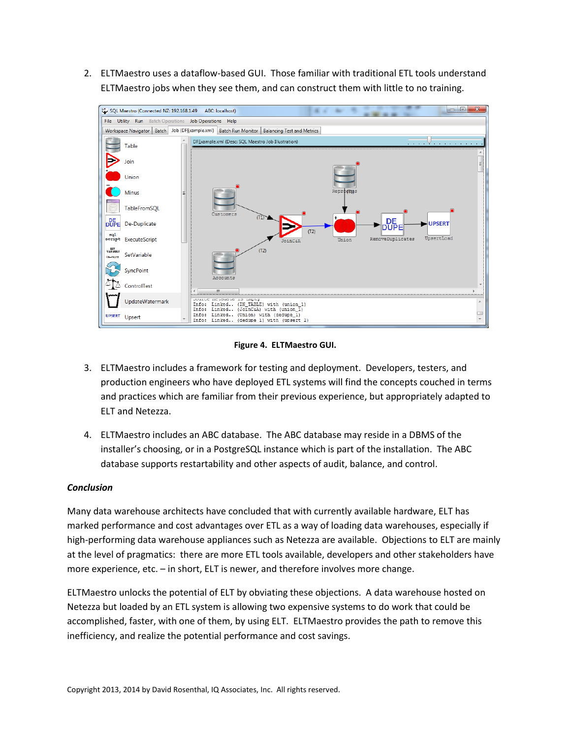2. ELTMaestro uses a dataflow-based GUI. Those familiar with traditional ETL tools understand ELTMaestro jobs when they see them, and can construct them with little to no training.

**Figure 4. ELTMaestro GUI.**

3. ELTMaestro includes a framework for testing and deployment. Developers, testers, and production engineers who have deployed ETL systems will find the concepts couched in terms and practices which are familiar from their previous experience, but appropriately adapted to ELT and Netezza.

4. ELTMaestro includes an ABC database. The ABC database may reside in a DBMS of the installer's choosing, or in a PostgreSQL instance which is part of the installation. The ABC database supports restartability and other aspects of audit, balance, and control.

***Conclusion***

Many data warehouse architects have concluded that with currently available hardware, ELT has marked performance and cost advantages over ETL as a way of loading data warehouses, especially if high-performing data warehouse appliances such as Netezza are available. Objections to ELT are mainly at the level of pragmatics: there are more ETL tools available, developers and other stakeholders have more experience, etc. – in short, ELT is newer, and therefore involves more change.

ELTMaestro unlocks the potential of ELT by obviating these objections. A data warehouse hosted on Netezza but loaded by an ETL system is allowing two expensive systems to do work that could be accomplished, faster, with one of them, by using ELT. ELTMaestro provides the path to remove this inefficiency, and realize the potential performance and cost savings.

Copyright 2013, 2014 by David Rosenthal, IQ Associates, Inc. All rights reserved.